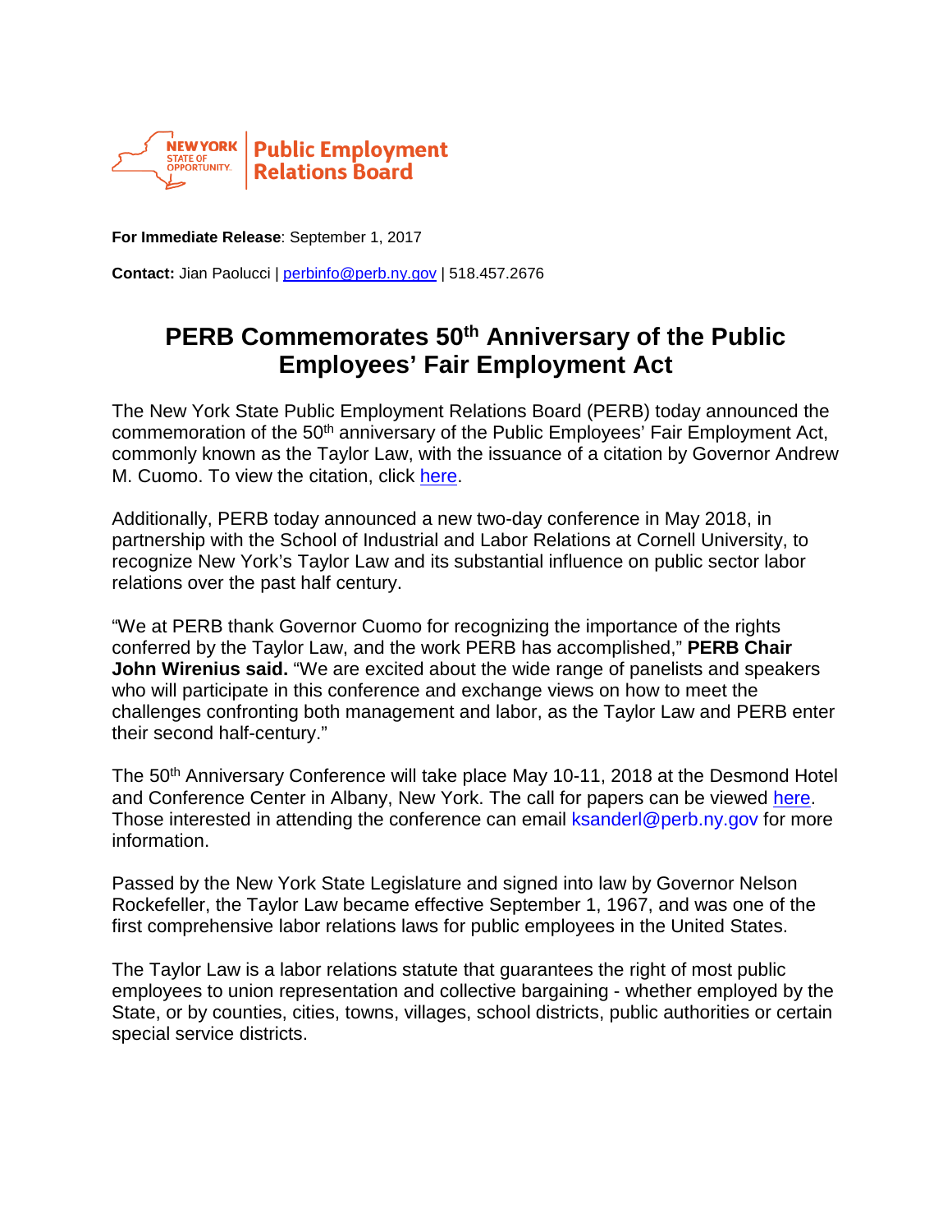NEW YORK STATE OF OPPORTUNITY | Public Employment Relations Board

**For Immediate Release**: September 1, 2017

**Contact:** Jian Paolucci | perbinfo@perb.ny.gov | 518.457.2676

# PERB Commemorates 50th Anniversary of the Public Employees' Fair Employment Act

The New York State Public Employment Relations Board (PERB) today announced the commemoration of the 50th anniversary of the Public Employees' Fair Employment Act, commonly known as the Taylor Law, with the issuance of a citation by Governor Andrew M. Cuomo. To view the citation, click here.

Additionally, PERB today announced a new two-day conference in May 2018, in partnership with the School of Industrial and Labor Relations at Cornell University, to recognize New York's Taylor Law and its substantial influence on public sector labor relations over the past half century.

"We at PERB thank Governor Cuomo for recognizing the importance of the rights conferred by the Taylor Law, and the work PERB has accomplished," **PERB Chair John Wirenius said.** "We are excited about the wide range of panelists and speakers who will participate in this conference and exchange views on how to meet the challenges confronting both management and labor, as the Taylor Law and PERB enter their second half-century."

The 50th Anniversary Conference will take place May 10-11, 2018 at the Desmond Hotel and Conference Center in Albany, New York. The call for papers can be viewed here. Those interested in attending the conference can email ksanderl@perb.ny.gov for more information.

Passed by the New York State Legislature and signed into law by Governor Nelson Rockefeller, the Taylor Law became effective September 1, 1967, and was one of the first comprehensive labor relations laws for public employees in the United States.

The Taylor Law is a labor relations statute that guarantees the right of most public employees to union representation and collective bargaining - whether employed by the State, or by counties, cities, towns, villages, school districts, public authorities or certain special service districts.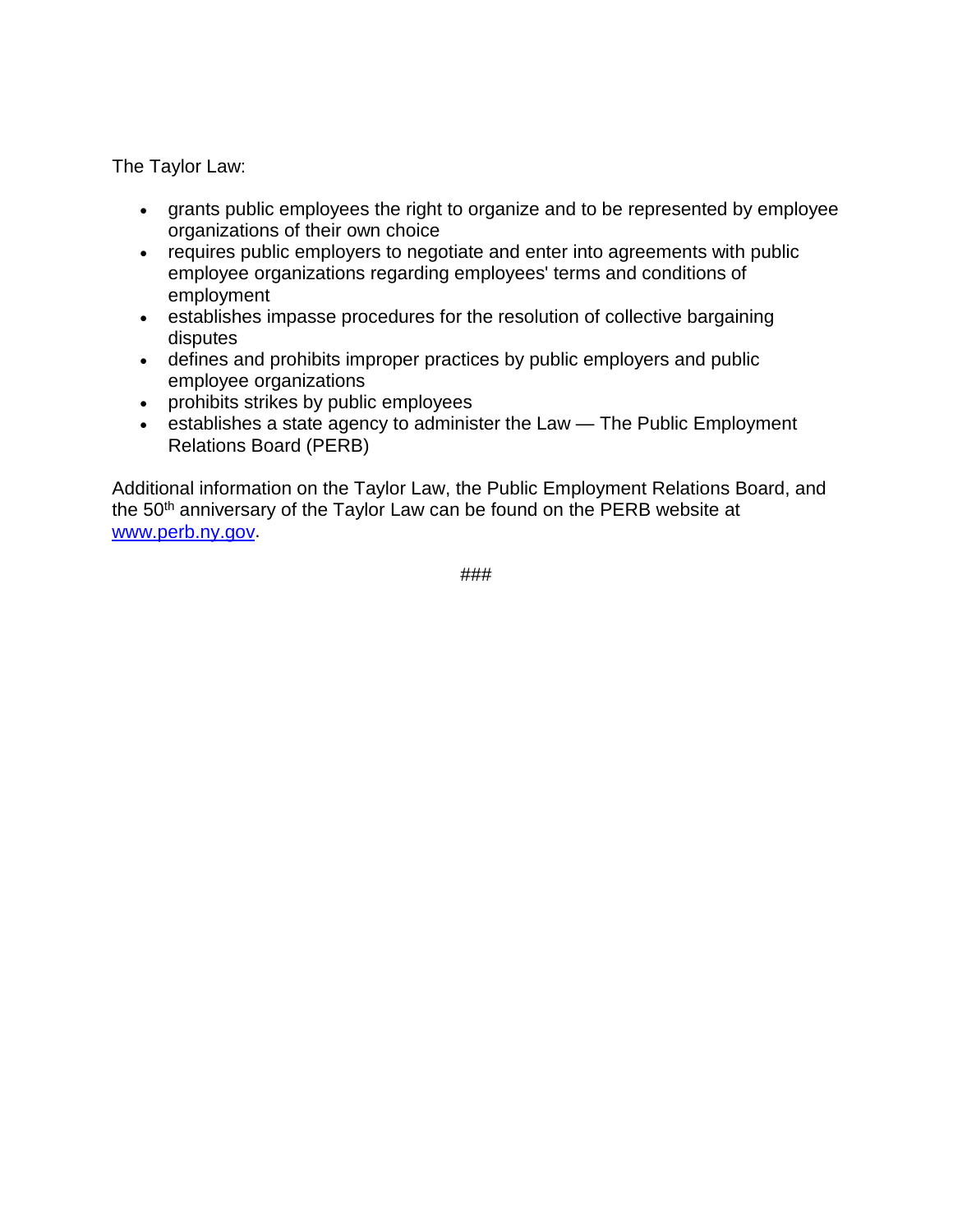The Taylor Law:

- grants public employees the right to organize and to be represented by employee organizations of their own choice
- requires public employers to negotiate and enter into agreements with public employee organizations regarding employees' terms and conditions of employment
- establishes impasse procedures for the resolution of collective bargaining disputes
- defines and prohibits improper practices by public employers and public employee organizations
- prohibits strikes by public employees
- establishes a state agency to administer the Law — The Public Employment Relations Board (PERB)

Additional information on the Taylor Law, the Public Employment Relations Board, and the 50th anniversary of the Taylor Law can be found on the PERB website at [www.perb.ny.gov](http://www.perb.ny.gov).

###